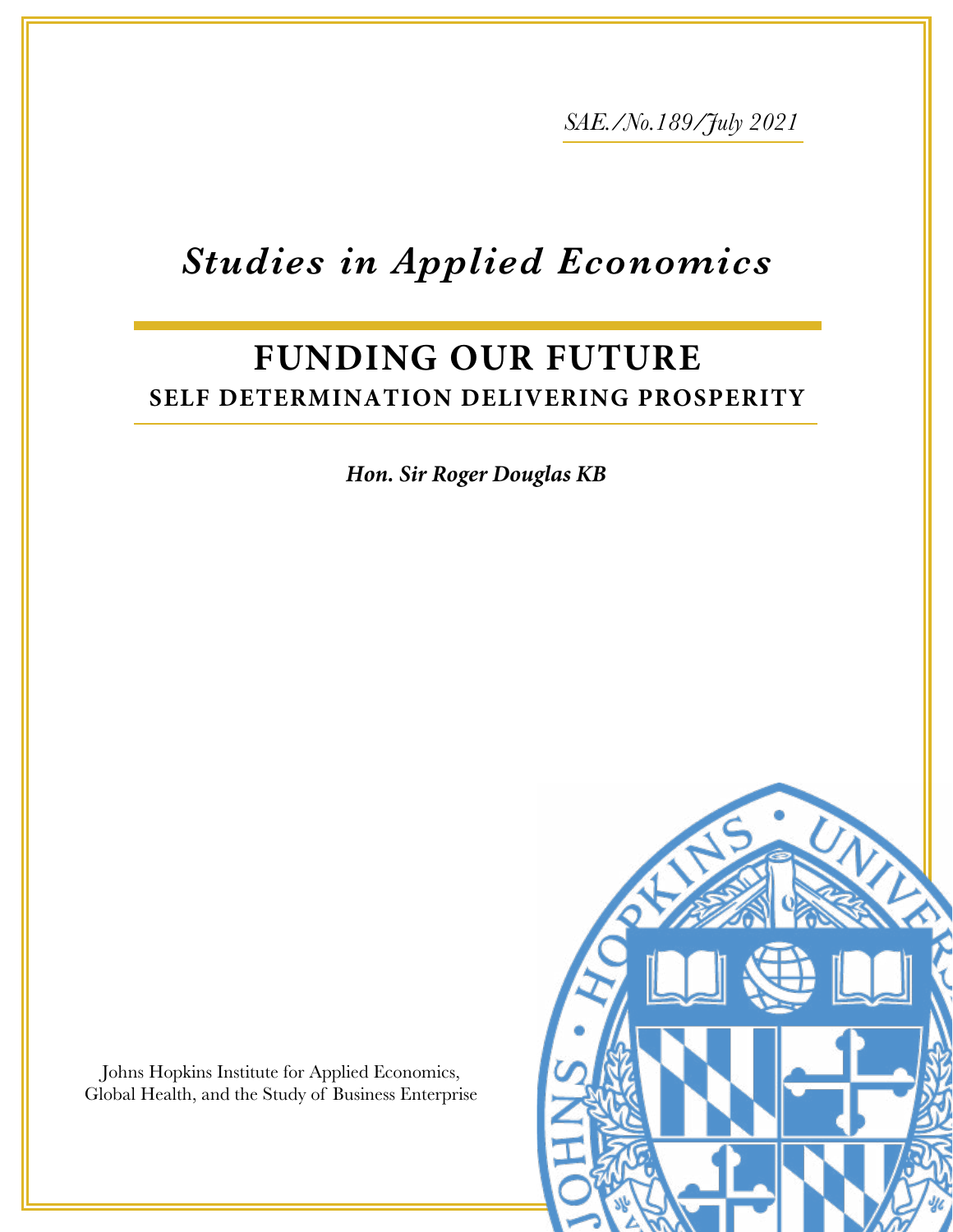*SAE./No.189/July 2021*

# *Studies in Applied Economics*

## FUNDING OUR FUTURE

### SELF DETERMINATION DELIVERING PROSPERITY

***Hon. Sir Roger Douglas KB***

Johns Hopkins Institute for Applied Economics, Global Health, and the Study of Business Enterprise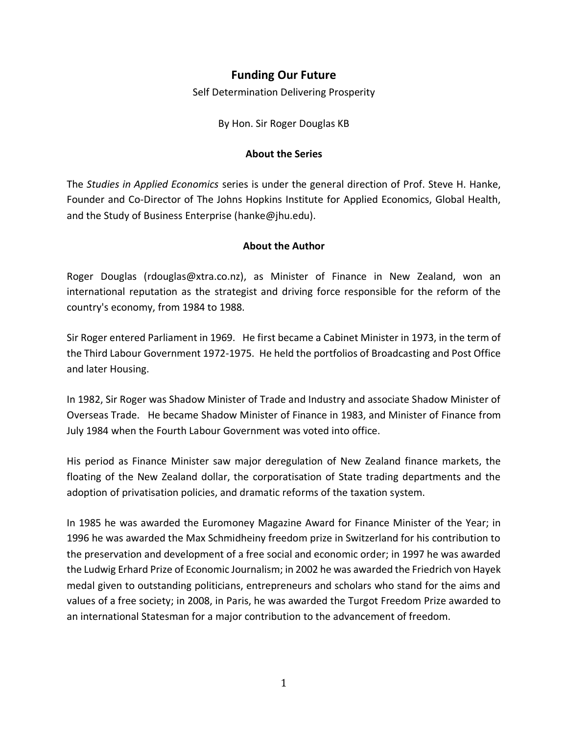# Funding Our Future

Self Determination Delivering Prosperity

By Hon. Sir Roger Douglas KB

## About the Series

The *Studies in Applied Economics* series is under the general direction of Prof. Steve H. Hanke, Founder and Co-Director of The Johns Hopkins Institute for Applied Economics, Global Health, and the Study of Business Enterprise (hanke@jhu.edu).

## About the Author

Roger Douglas (rdouglas@xtra.co.nz), as Minister of Finance in New Zealand, won an international reputation as the strategist and driving force responsible for the reform of the country's economy, from 1984 to 1988.

Sir Roger entered Parliament in 1969. He first became a Cabinet Minister in 1973, in the term of the Third Labour Government 1972-1975. He held the portfolios of Broadcasting and Post Office and later Housing.

In 1982, Sir Roger was Shadow Minister of Trade and Industry and associate Shadow Minister of Overseas Trade. He became Shadow Minister of Finance in 1983, and Minister of Finance from July 1984 when the Fourth Labour Government was voted into office.

His period as Finance Minister saw major deregulation of New Zealand finance markets, the floating of the New Zealand dollar, the corporatisation of State trading departments and the adoption of privatisation policies, and dramatic reforms of the taxation system.

In 1985 he was awarded the Euromoney Magazine Award for Finance Minister of the Year; in 1996 he was awarded the Max Schmidheiny freedom prize in Switzerland for his contribution to the preservation and development of a free social and economic order; in 1997 he was awarded the Ludwig Erhard Prize of Economic Journalism; in 2002 he was awarded the Friedrich von Hayek medal given to outstanding politicians, entrepreneurs and scholars who stand for the aims and values of a free society; in 2008, in Paris, he was awarded the Turgot Freedom Prize awarded to an international Statesman for a major contribution to the advancement of freedom.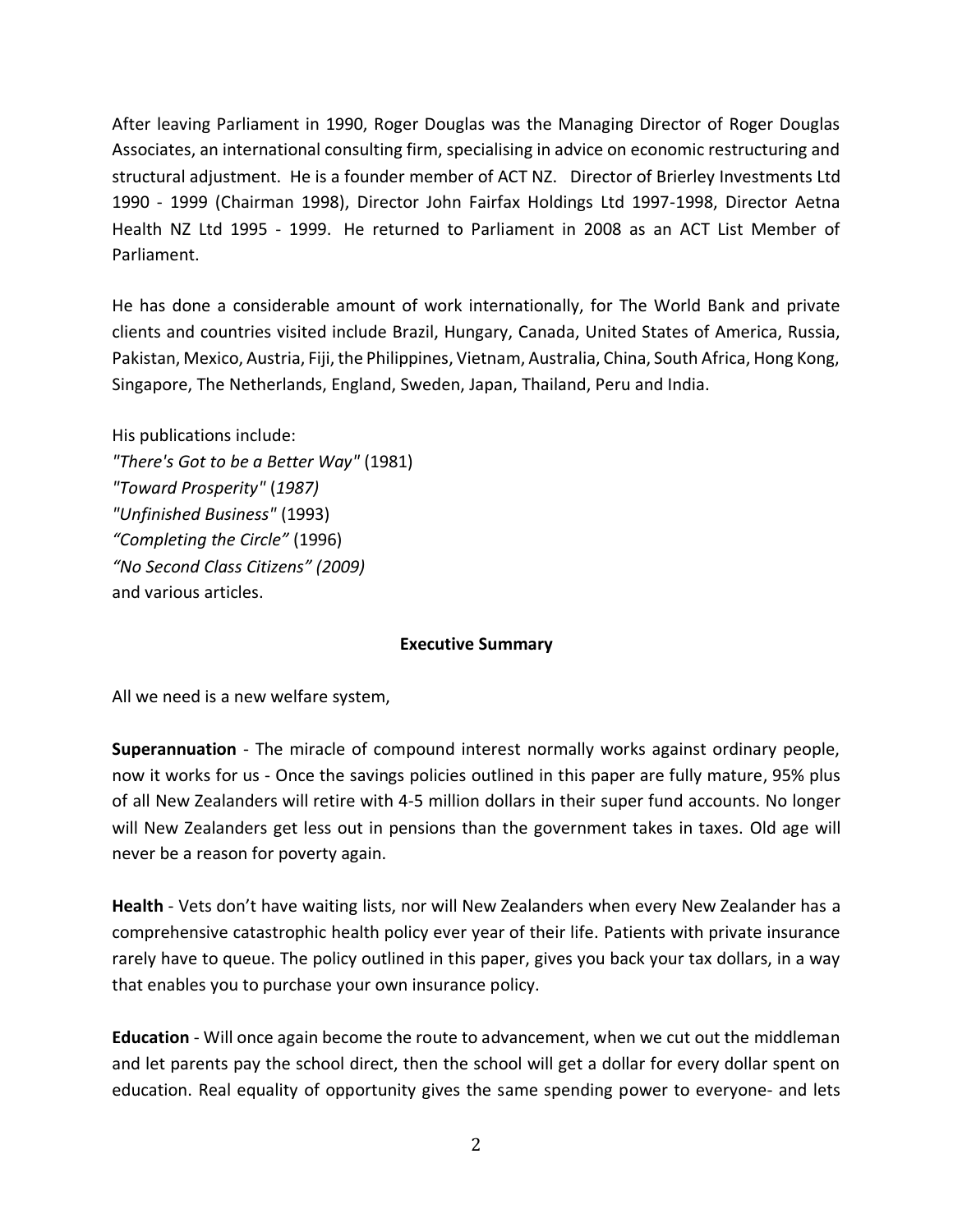After leaving Parliament in 1990, Roger Douglas was the Managing Director of Roger Douglas Associates, an international consulting firm, specialising in advice on economic restructuring and structural adjustment. He is a founder member of ACT NZ. Director of Brierley Investments Ltd 1990 - 1999 (Chairman 1998), Director John Fairfax Holdings Ltd 1997-1998, Director Aetna Health NZ Ltd 1995 - 1999. He returned to Parliament in 2008 as an ACT List Member of Parliament.

He has done a considerable amount of work internationally, for The World Bank and private clients and countries visited include Brazil, Hungary, Canada, United States of America, Russia, Pakistan, Mexico, Austria, Fiji, the Philippines, Vietnam, Australia, China, South Africa, Hong Kong, Singapore, The Netherlands, England, Sweden, Japan, Thailand, Peru and India.

His publications include:
*"There's Got to be a Better Way"* (1981)
*"Toward Prosperity"* (*1987)*
*"Unfinished Business"* (1993)
*"Completing the Circle"* (1996)
*"No Second Class Citizens" (2009)*
and various articles.

## Executive Summary

All we need is a new welfare system,

**Superannuation** - The miracle of compound interest normally works against ordinary people, now it works for us - Once the savings policies outlined in this paper are fully mature, 95% plus of all New Zealanders will retire with 4-5 million dollars in their super fund accounts. No longer will New Zealanders get less out in pensions than the government takes in taxes. Old age will never be a reason for poverty again.

**Health** - Vets don't have waiting lists, nor will New Zealanders when every New Zealander has a comprehensive catastrophic health policy ever year of their life. Patients with private insurance rarely have to queue. The policy outlined in this paper, gives you back your tax dollars, in a way that enables you to purchase your own insurance policy.

**Education** - Will once again become the route to advancement, when we cut out the middleman and let parents pay the school direct, then the school will get a dollar for every dollar spent on education. Real equality of opportunity gives the same spending power to everyone- and lets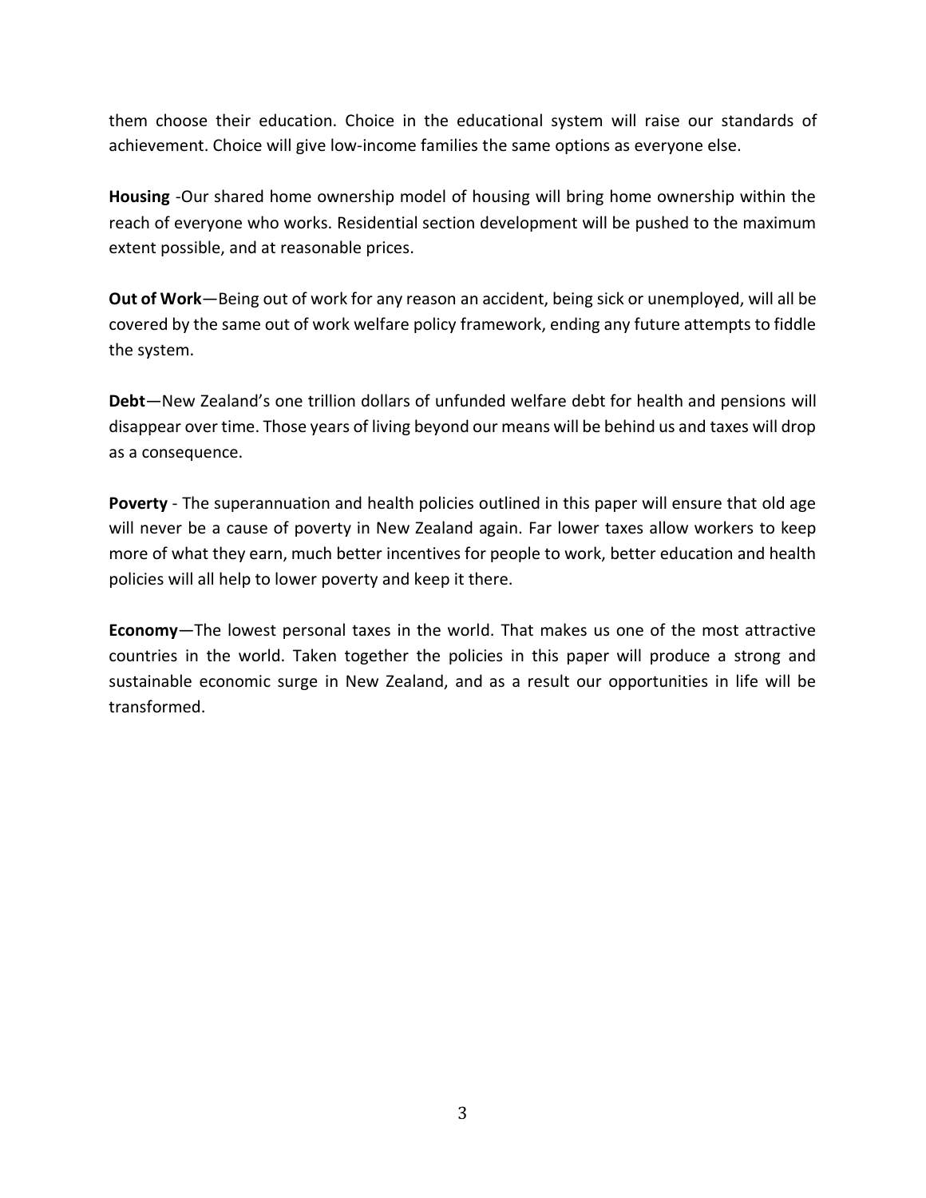them choose their education. Choice in the educational system will raise our standards of achievement. Choice will give low-income families the same options as everyone else.

**Housing** -Our shared home ownership model of housing will bring home ownership within the reach of everyone who works. Residential section development will be pushed to the maximum extent possible, and at reasonable prices.

**Out of Work**—Being out of work for any reason an accident, being sick or unemployed, will all be covered by the same out of work welfare policy framework, ending any future attempts to fiddle the system.

**Debt**—New Zealand's one trillion dollars of unfunded welfare debt for health and pensions will disappear over time. Those years of living beyond our means will be behind us and taxes will drop as a consequence.

**Poverty** - The superannuation and health policies outlined in this paper will ensure that old age will never be a cause of poverty in New Zealand again. Far lower taxes allow workers to keep more of what they earn, much better incentives for people to work, better education and health policies will all help to lower poverty and keep it there.

**Economy**—The lowest personal taxes in the world. That makes us one of the most attractive countries in the world. Taken together the policies in this paper will produce a strong and sustainable economic surge in New Zealand, and as a result our opportunities in life will be transformed.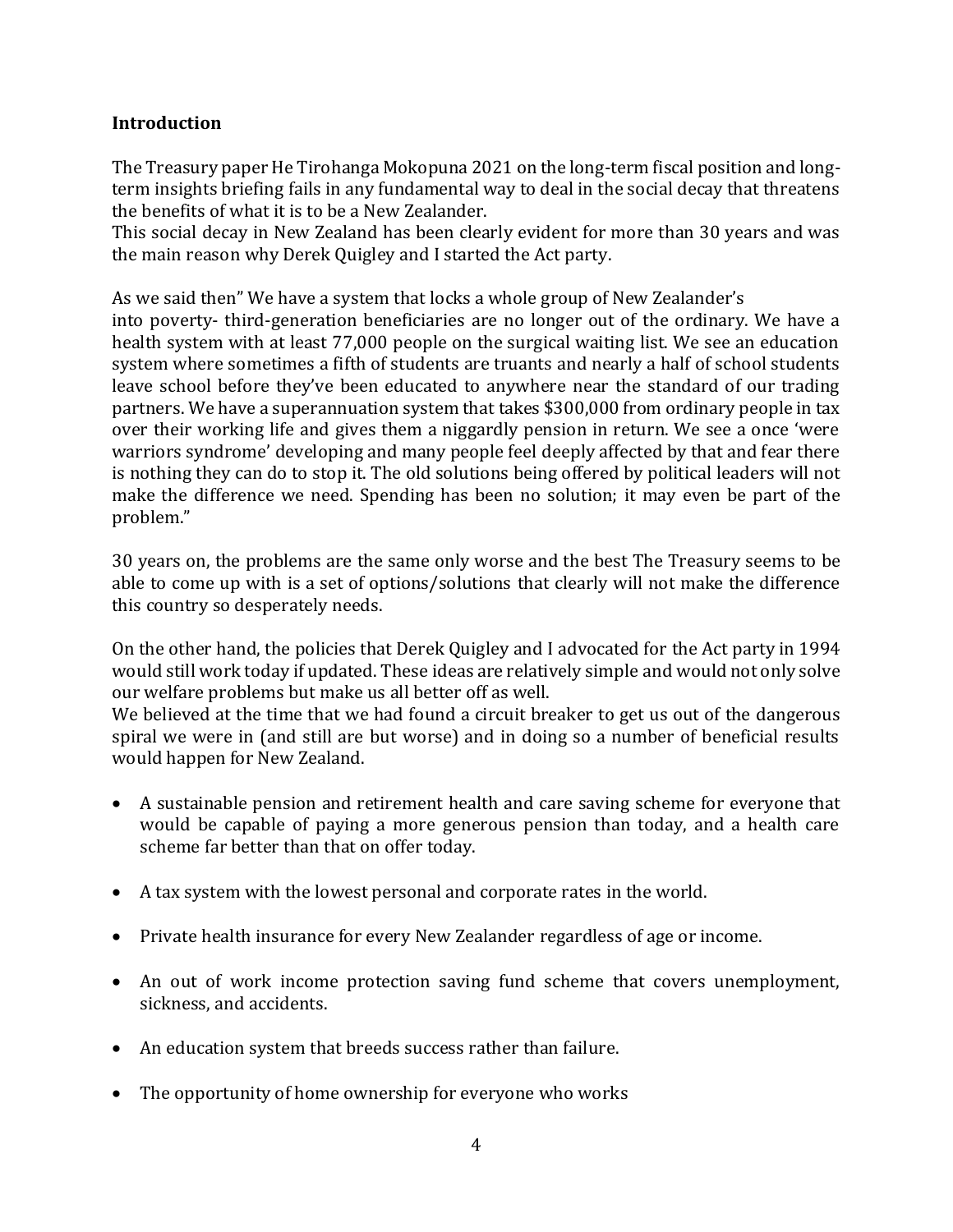**Introduction**

The Treasury paper He Tirohanga Mokopuna 2021 on the long-term fiscal position and long-term insights briefing fails in any fundamental way to deal in the social decay that threatens the benefits of what it is to be a New Zealander.
This social decay in New Zealand has been clearly evident for more than 30 years and was the main reason why Derek Quigley and I started the Act party.

As we said then" We have a system that locks a whole group of New Zealander's into poverty- third-generation beneficiaries are no longer out of the ordinary. We have a health system with at least 77,000 people on the surgical waiting list. We see an education system where sometimes a fifth of students are truants and nearly a half of school students leave school before they've been educated to anywhere near the standard of our trading partners. We have a superannuation system that takes $300,000 from ordinary people in tax over their working life and gives them a niggardly pension in return. We see a once 'were warriors syndrome' developing and many people feel deeply affected by that and fear there is nothing they can do to stop it. The old solutions being offered by political leaders will not make the difference we need. Spending has been no solution; it may even be part of the problem."

30 years on, the problems are the same only worse and the best The Treasury seems to be able to come up with is a set of options/solutions that clearly will not make the difference this country so desperately needs.

On the other hand, the policies that Derek Quigley and I advocated for the Act party in 1994 would still work today if updated. These ideas are relatively simple and would not only solve our welfare problems but make us all better off as well.
We believed at the time that we had found a circuit breaker to get us out of the dangerous spiral we were in (and still are but worse) and in doing so a number of beneficial results would happen for New Zealand.

- A sustainable pension and retirement health and care saving scheme for everyone that would be capable of paying a more generous pension than today, and a health care scheme far better than that on offer today.
- A tax system with the lowest personal and corporate rates in the world.
- Private health insurance for every New Zealander regardless of age or income.
- An out of work income protection saving fund scheme that covers unemployment, sickness, and accidents.
- An education system that breeds success rather than failure.
- The opportunity of home ownership for everyone who works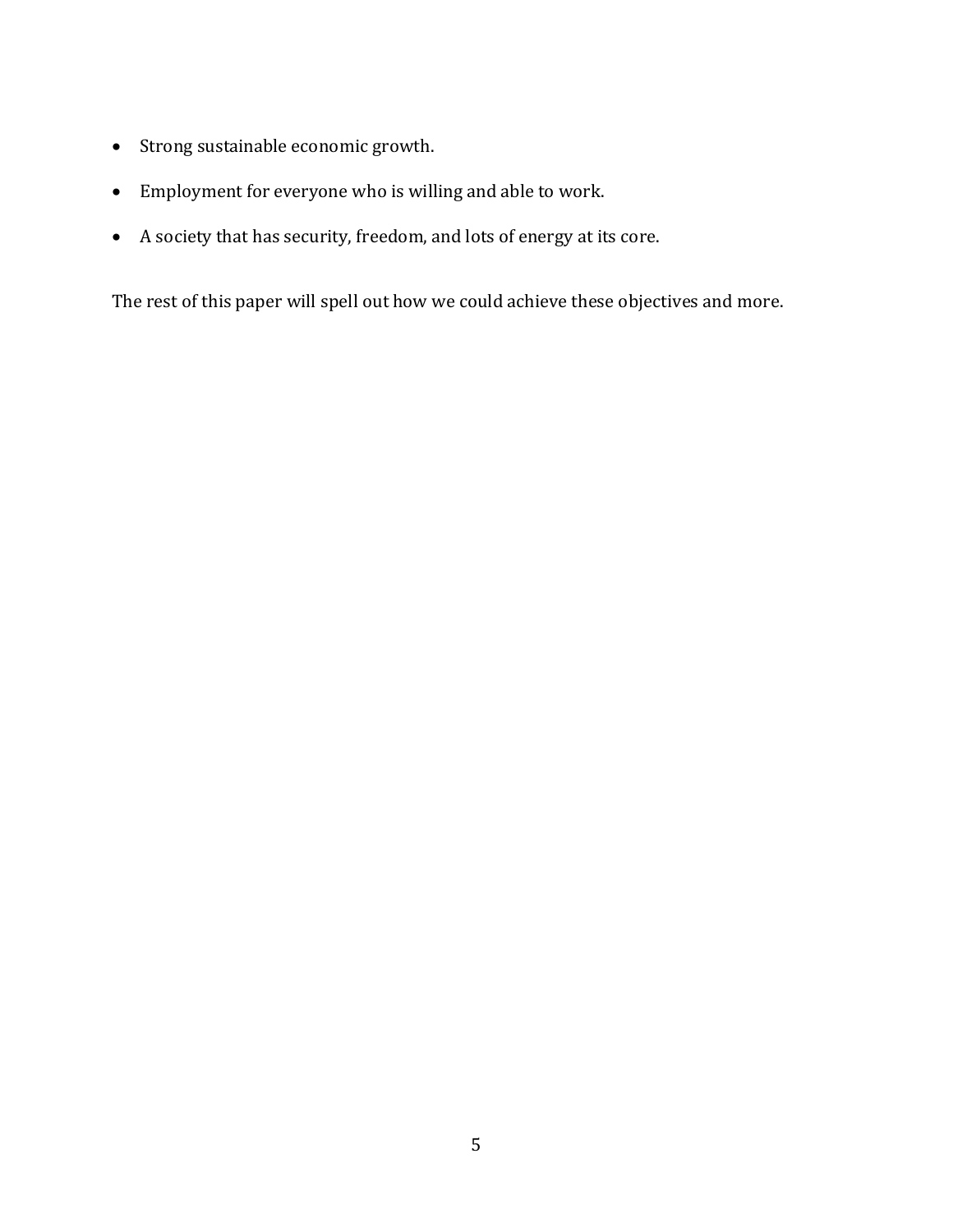- Strong sustainable economic growth.
- Employment for everyone who is willing and able to work.
- A society that has security, freedom, and lots of energy at its core.

The rest of this paper will spell out how we could achieve these objectives and more.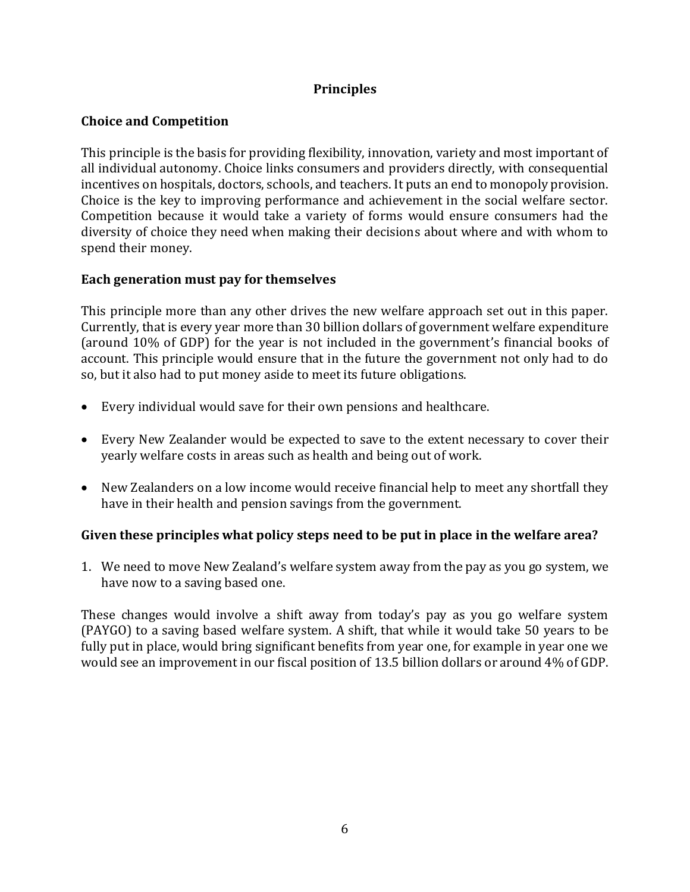## Principles

### Choice and Competition

This principle is the basis for providing flexibility, innovation, variety and most important of all individual autonomy. Choice links consumers and providers directly, with consequential incentives on hospitals, doctors, schools, and teachers. It puts an end to monopoly provision. Choice is the key to improving performance and achievement in the social welfare sector. Competition because it would take a variety of forms would ensure consumers had the diversity of choice they need when making their decisions about where and with whom to spend their money.

### Each generation must pay for themselves

This principle more than any other drives the new welfare approach set out in this paper. Currently, that is every year more than 30 billion dollars of government welfare expenditure (around 10% of GDP) for the year is not included in the government's financial books of account. This principle would ensure that in the future the government not only had to do so, but it also had to put money aside to meet its future obligations.

- Every individual would save for their own pensions and healthcare.
- Every New Zealander would be expected to save to the extent necessary to cover their yearly welfare costs in areas such as health and being out of work.
- New Zealanders on a low income would receive financial help to meet any shortfall they have in their health and pension savings from the government.

### Given these principles what policy steps need to be put in place in the welfare area?

1. We need to move New Zealand's welfare system away from the pay as you go system, we have now to a saving based one.

These changes would involve a shift away from today's pay as you go welfare system (PAYGO) to a saving based welfare system. A shift, that while it would take 50 years to be fully put in place, would bring significant benefits from year one, for example in year one we would see an improvement in our fiscal position of 13.5 billion dollars or around 4% of GDP.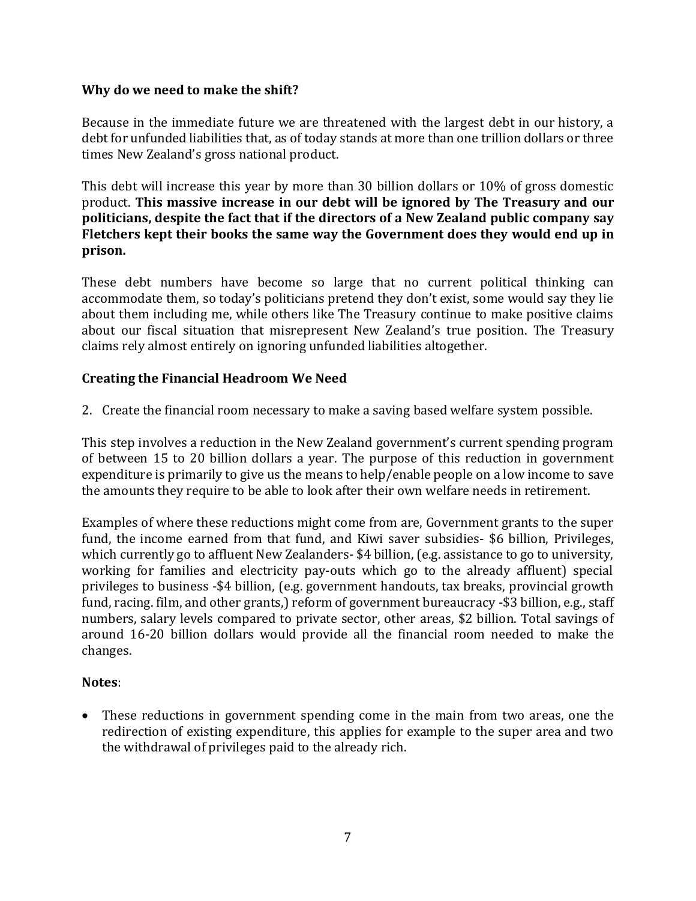**Why do we need to make the shift?**

Because in the immediate future we are threatened with the largest debt in our history, a debt for unfunded liabilities that, as of today stands at more than one trillion dollars or three times New Zealand's gross national product.

This debt will increase this year by more than 30 billion dollars or 10% of gross domestic product. **This massive increase in our debt will be ignored by The Treasury and our politicians, despite the fact that if the directors of a New Zealand public company say Fletchers kept their books the same way the Government does they would end up in prison.**

These debt numbers have become so large that no current political thinking can accommodate them, so today's politicians pretend they don't exist, some would say they lie about them including me, while others like The Treasury continue to make positive claims about our fiscal situation that misrepresent New Zealand's true position. The Treasury claims rely almost entirely on ignoring unfunded liabilities altogether.

**Creating the Financial Headroom We Need**

2. Create the financial room necessary to make a saving based welfare system possible.

This step involves a reduction in the New Zealand government's current spending program of between 15 to 20 billion dollars a year. The purpose of this reduction in government expenditure is primarily to give us the means to help/enable people on a low income to save the amounts they require to be able to look after their own welfare needs in retirement.

Examples of where these reductions might come from are, Government grants to the super fund, the income earned from that fund, and Kiwi saver subsidies- $6 billion, Privileges, which currently go to affluent New Zealanders- $4 billion, (e.g. assistance to go to university, working for families and electricity pay-outs which go to the already affluent) special privileges to business -$4 billion, (e.g. government handouts, tax breaks, provincial growth fund, racing. film, and other grants,) reform of government bureaucracy -$3 billion, e.g., staff numbers, salary levels compared to private sector, other areas, $2 billion. Total savings of around 16-20 billion dollars would provide all the financial room needed to make the changes.

**Notes**:

- These reductions in government spending come in the main from two areas, one the redirection of existing expenditure, this applies for example to the super area and two the withdrawal of privileges paid to the already rich.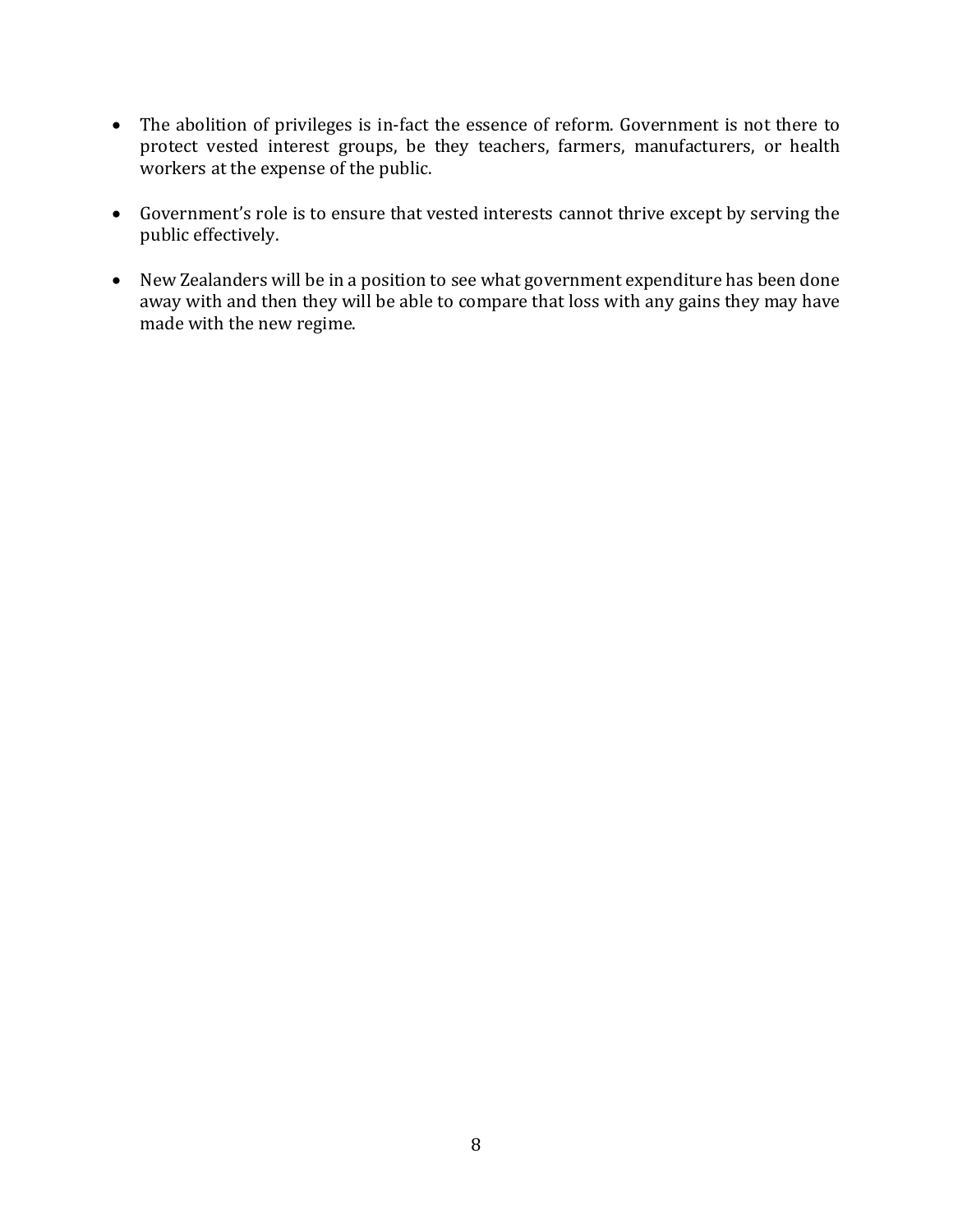- The abolition of privileges is in-fact the essence of reform. Government is not there to protect vested interest groups, be they teachers, farmers, manufacturers, or health workers at the expense of the public.

- Government's role is to ensure that vested interests cannot thrive except by serving the public effectively.

- New Zealanders will be in a position to see what government expenditure has been done away with and then they will be able to compare that loss with any gains they may have made with the new regime.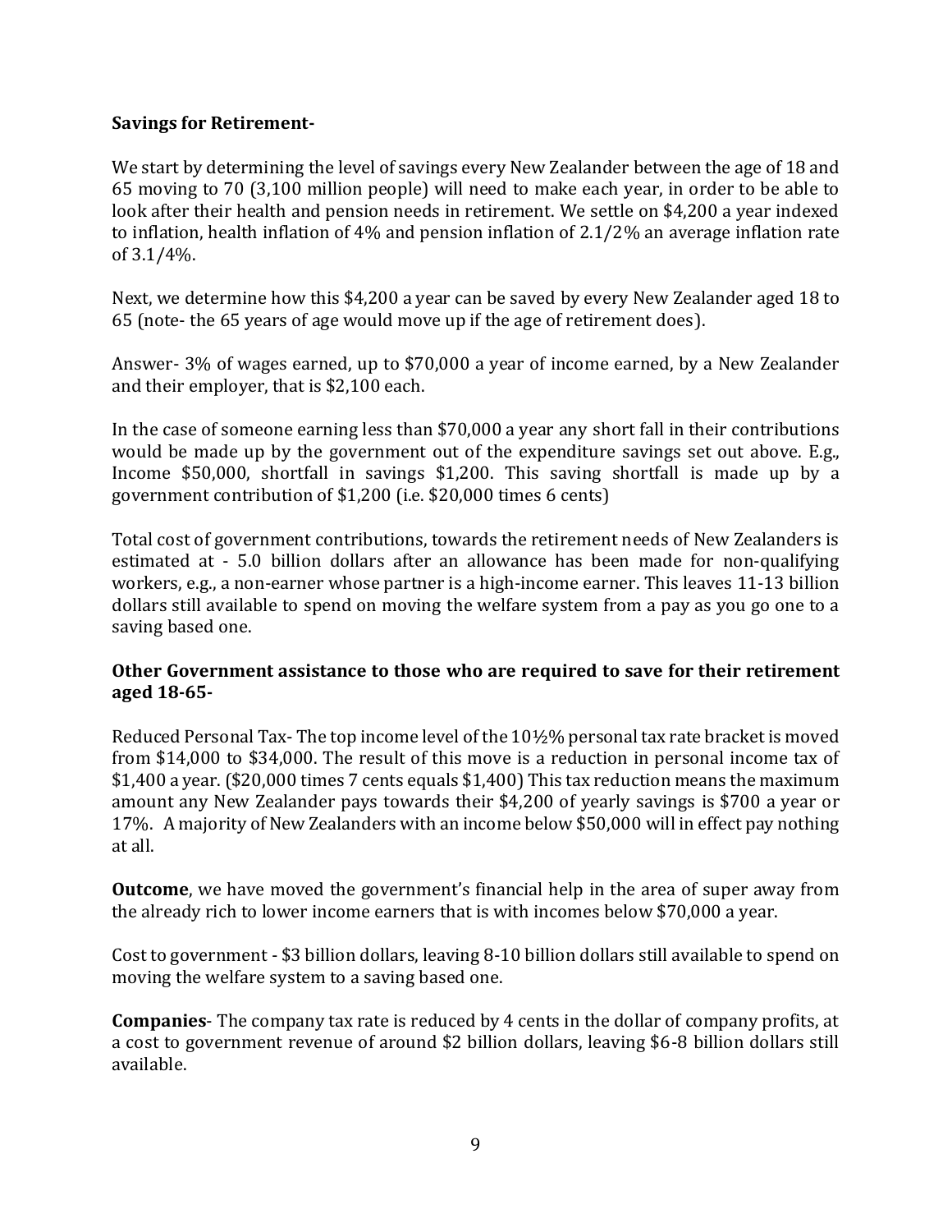**Savings for Retirement-**

We start by determining the level of savings every New Zealander between the age of 18 and 65 moving to 70 (3,100 million people) will need to make each year, in order to be able to look after their health and pension needs in retirement. We settle on $4,200 a year indexed to inflation, health inflation of 4% and pension inflation of 2.1/2% an average inflation rate of 3.1/4%.

Next, we determine how this $4,200 a year can be saved by every New Zealander aged 18 to 65 (note- the 65 years of age would move up if the age of retirement does).

Answer- 3% of wages earned, up to $70,000 a year of income earned, by a New Zealander and their employer, that is $2,100 each.

In the case of someone earning less than $70,000 a year any short fall in their contributions would be made up by the government out of the expenditure savings set out above. E.g., Income $50,000, shortfall in savings $1,200. This saving shortfall is made up by a government contribution of $1,200 (i.e. $20,000 times 6 cents)

Total cost of government contributions, towards the retirement needs of New Zealanders is estimated at - 5.0 billion dollars after an allowance has been made for non-qualifying workers, e.g., a non-earner whose partner is a high-income earner. This leaves 11-13 billion dollars still available to spend on moving the welfare system from a pay as you go one to a saving based one.

**Other Government assistance to those who are required to save for their retirement aged 18-65-**

Reduced Personal Tax- The top income level of the 10½% personal tax rate bracket is moved from $14,000 to $34,000. The result of this move is a reduction in personal income tax of $1,400 a year. ($20,000 times 7 cents equals $1,400) This tax reduction means the maximum amount any New Zealander pays towards their $4,200 of yearly savings is $700 a year or 17%. A majority of New Zealanders with an income below $50,000 will in effect pay nothing at all.

**Outcome**, we have moved the government's financial help in the area of super away from the already rich to lower income earners that is with incomes below $70,000 a year.

Cost to government - $3 billion dollars, leaving 8-10 billion dollars still available to spend on moving the welfare system to a saving based one.

**Companies**- The company tax rate is reduced by 4 cents in the dollar of company profits, at a cost to government revenue of around $2 billion dollars, leaving $6-8 billion dollars still available.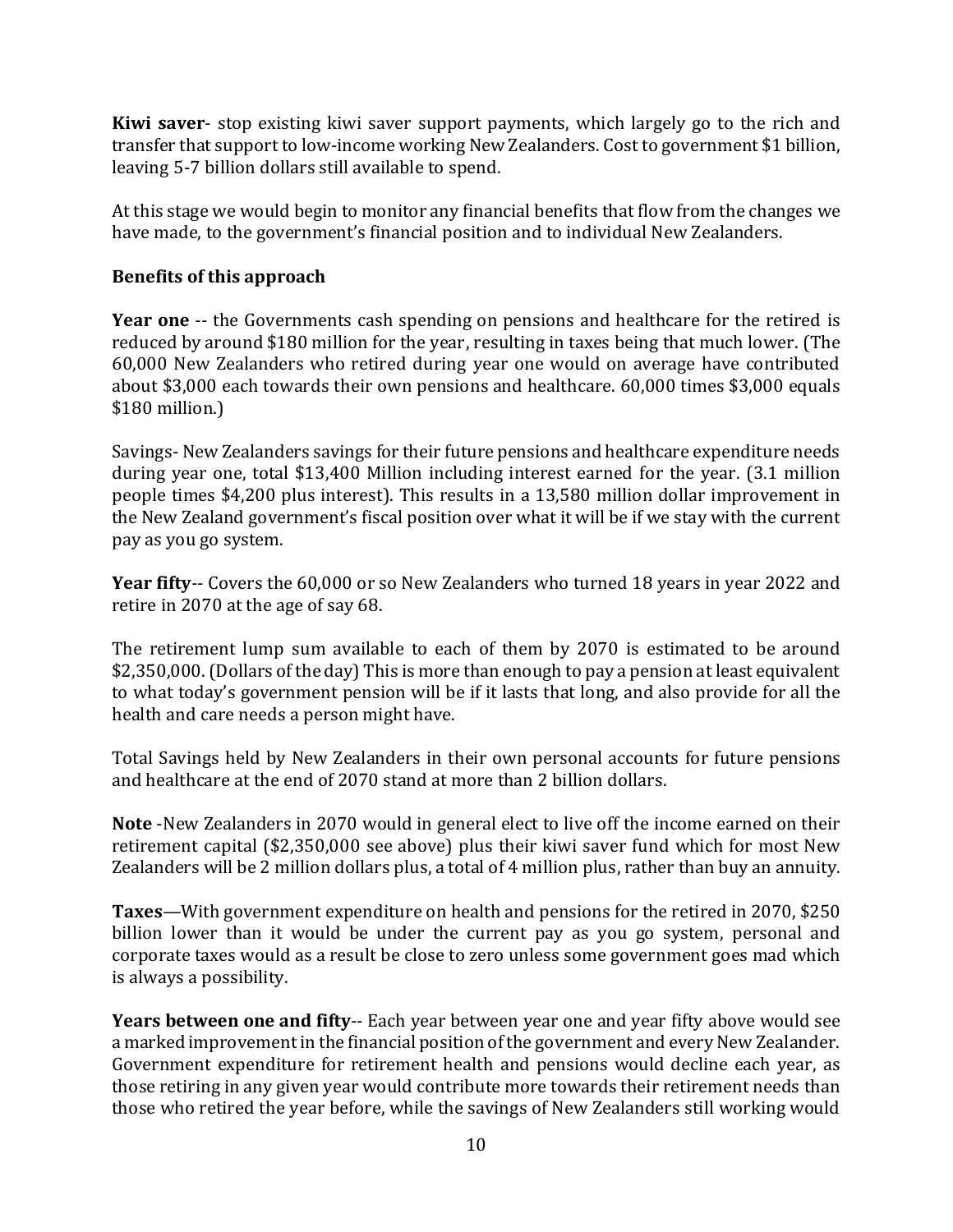**Kiwi saver**- stop existing kiwi saver support payments, which largely go to the rich and transfer that support to low-income working New Zealanders. Cost to government $1 billion, leaving 5-7 billion dollars still available to spend.

At this stage we would begin to monitor any financial benefits that flow from the changes we have made, to the government's financial position and to individual New Zealanders.

**Benefits of this approach**

**Year one** -- the Governments cash spending on pensions and healthcare for the retired is reduced by around $180 million for the year, resulting in taxes being that much lower. (The 60,000 New Zealanders who retired during year one would on average have contributed about $3,000 each towards their own pensions and healthcare. 60,000 times $3,000 equals $180 million.)

Savings- New Zealanders savings for their future pensions and healthcare expenditure needs during year one, total $13,400 Million including interest earned for the year. (3.1 million people times $4,200 plus interest). This results in a 13,580 million dollar improvement in the New Zealand government's fiscal position over what it will be if we stay with the current pay as you go system.

**Year fifty**-- Covers the 60,000 or so New Zealanders who turned 18 years in year 2022 and retire in 2070 at the age of say 68.

The retirement lump sum available to each of them by 2070 is estimated to be around $2,350,000. (Dollars of the day) This is more than enough to pay a pension at least equivalent to what today's government pension will be if it lasts that long, and also provide for all the health and care needs a person might have.

Total Savings held by New Zealanders in their own personal accounts for future pensions and healthcare at the end of 2070 stand at more than 2 billion dollars.

**Note** -New Zealanders in 2070 would in general elect to live off the income earned on their retirement capital ($2,350,000 see above) plus their kiwi saver fund which for most New Zealanders will be 2 million dollars plus, a total of 4 million plus, rather than buy an annuity.

**Taxes**—With government expenditure on health and pensions for the retired in 2070, $250 billion lower than it would be under the current pay as you go system, personal and corporate taxes would as a result be close to zero unless some government goes mad which is always a possibility.

**Years between one and fifty**-- Each year between year one and year fifty above would see a marked improvement in the financial position of the government and every New Zealander. Government expenditure for retirement health and pensions would decline each year, as those retiring in any given year would contribute more towards their retirement needs than those who retired the year before, while the savings of New Zealanders still working would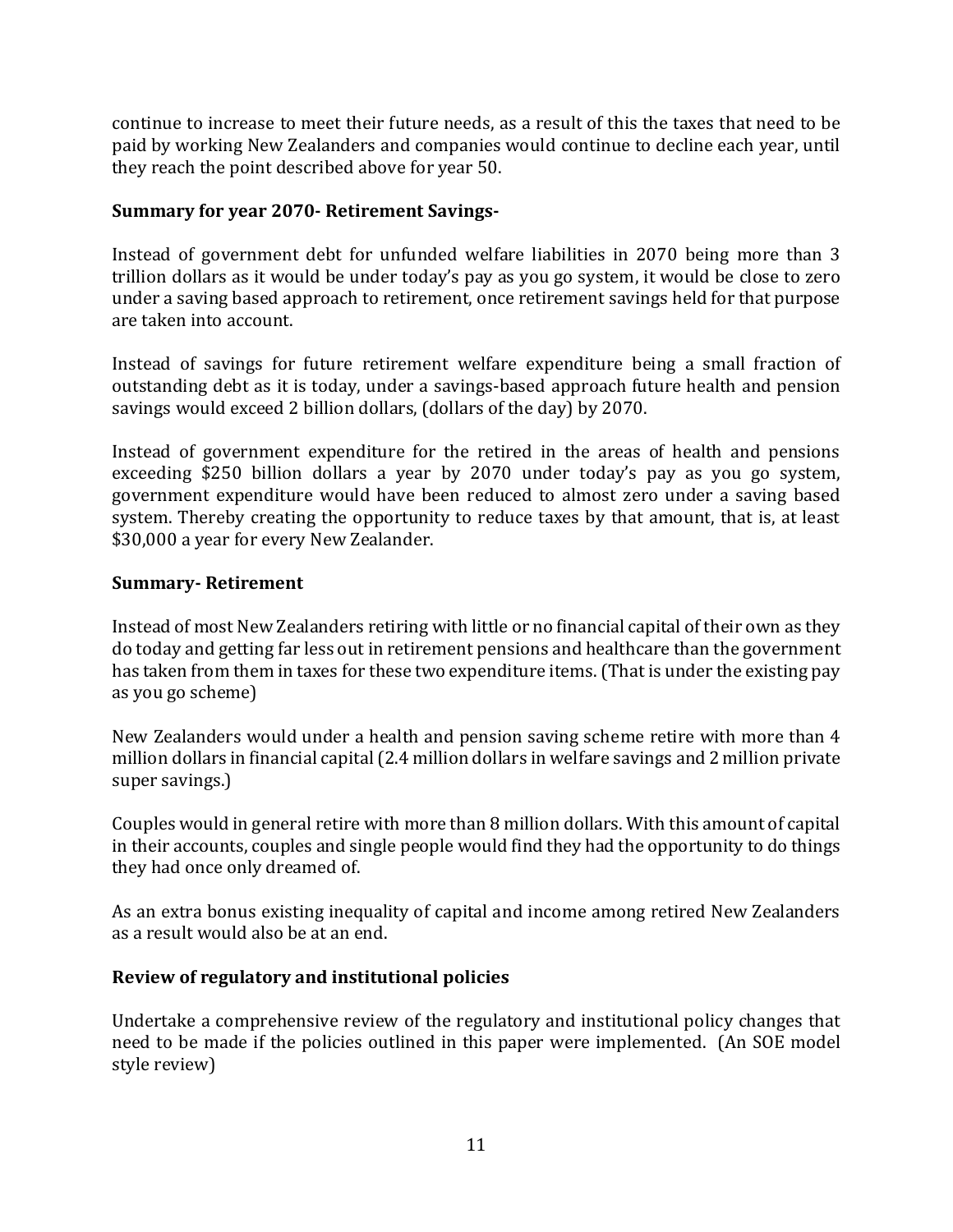continue to increase to meet their future needs, as a result of this the taxes that need to be paid by working New Zealanders and companies would continue to decline each year, until they reach the point described above for year 50.

**Summary for year 2070- Retirement Savings-**

Instead of government debt for unfunded welfare liabilities in 2070 being more than 3 trillion dollars as it would be under today's pay as you go system, it would be close to zero under a saving based approach to retirement, once retirement savings held for that purpose are taken into account.

Instead of savings for future retirement welfare expenditure being a small fraction of outstanding debt as it is today, under a savings-based approach future health and pension savings would exceed 2 billion dollars, (dollars of the day) by 2070.

Instead of government expenditure for the retired in the areas of health and pensions exceeding $250 billion dollars a year by 2070 under today's pay as you go system, government expenditure would have been reduced to almost zero under a saving based system. Thereby creating the opportunity to reduce taxes by that amount, that is, at least $30,000 a year for every New Zealander.

**Summary- Retirement**

Instead of most New Zealanders retiring with little or no financial capital of their own as they do today and getting far less out in retirement pensions and healthcare than the government has taken from them in taxes for these two expenditure items. (That is under the existing pay as you go scheme)

New Zealanders would under a health and pension saving scheme retire with more than 4 million dollars in financial capital (2.4 million dollars in welfare savings and 2 million private super savings.)

Couples would in general retire with more than 8 million dollars. With this amount of capital in their accounts, couples and single people would find they had the opportunity to do things they had once only dreamed of.

As an extra bonus existing inequality of capital and income among retired New Zealanders as a result would also be at an end.

**Review of regulatory and institutional policies**

Undertake a comprehensive review of the regulatory and institutional policy changes that need to be made if the policies outlined in this paper were implemented. (An SOE model style review)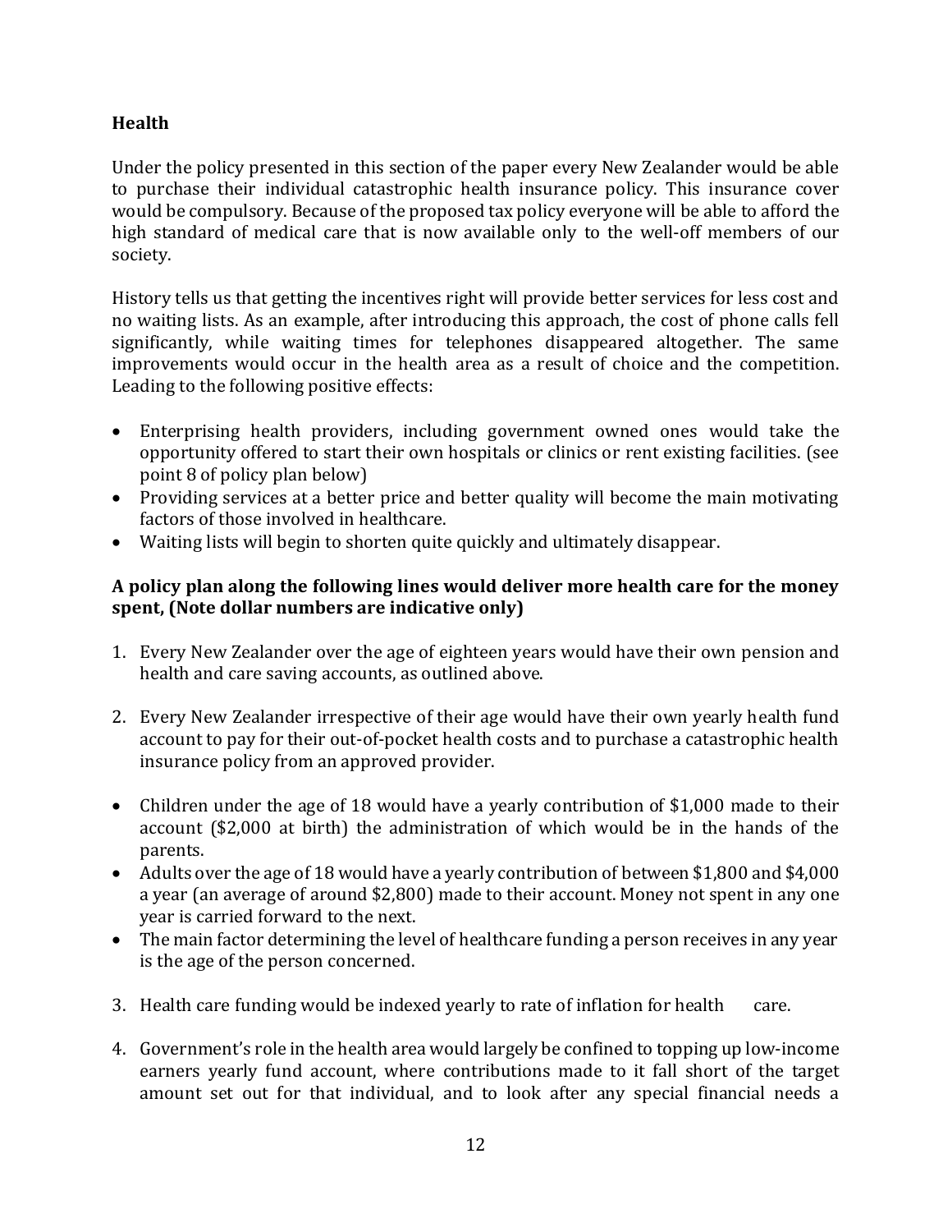**Health**

Under the policy presented in this section of the paper every New Zealander would be able to purchase their individual catastrophic health insurance policy. This insurance cover would be compulsory. Because of the proposed tax policy everyone will be able to afford the high standard of medical care that is now available only to the well-off members of our society.

History tells us that getting the incentives right will provide better services for less cost and no waiting lists. As an example, after introducing this approach, the cost of phone calls fell significantly, while waiting times for telephones disappeared altogether. The same improvements would occur in the health area as a result of choice and the competition. Leading to the following positive effects:

- Enterprising health providers, including government owned ones would take the opportunity offered to start their own hospitals or clinics or rent existing facilities. (see point 8 of policy plan below)
- Providing services at a better price and better quality will become the main motivating factors of those involved in healthcare.
- Waiting lists will begin to shorten quite quickly and ultimately disappear.

**A policy plan along the following lines would deliver more health care for the money spent, (Note dollar numbers are indicative only)**

1. Every New Zealander over the age of eighteen years would have their own pension and health and care saving accounts, as outlined above.

2. Every New Zealander irrespective of their age would have their own yearly health fund account to pay for their out-of-pocket health costs and to purchase a catastrophic health insurance policy from an approved provider.

- Children under the age of 18 would have a yearly contribution of $1,000 made to their account ($2,000 at birth) the administration of which would be in the hands of the parents.
- Adults over the age of 18 would have a yearly contribution of between $1,800 and $4,000 a year (an average of around $2,800) made to their account. Money not spent in any one year is carried forward to the next.
- The main factor determining the level of healthcare funding a person receives in any year is the age of the person concerned.

3. Health care funding would be indexed yearly to rate of inflation for health care.

4. Government's role in the health area would largely be confined to topping up low-income earners yearly fund account, where contributions made to it fall short of the target amount set out for that individual, and to look after any special financial needs a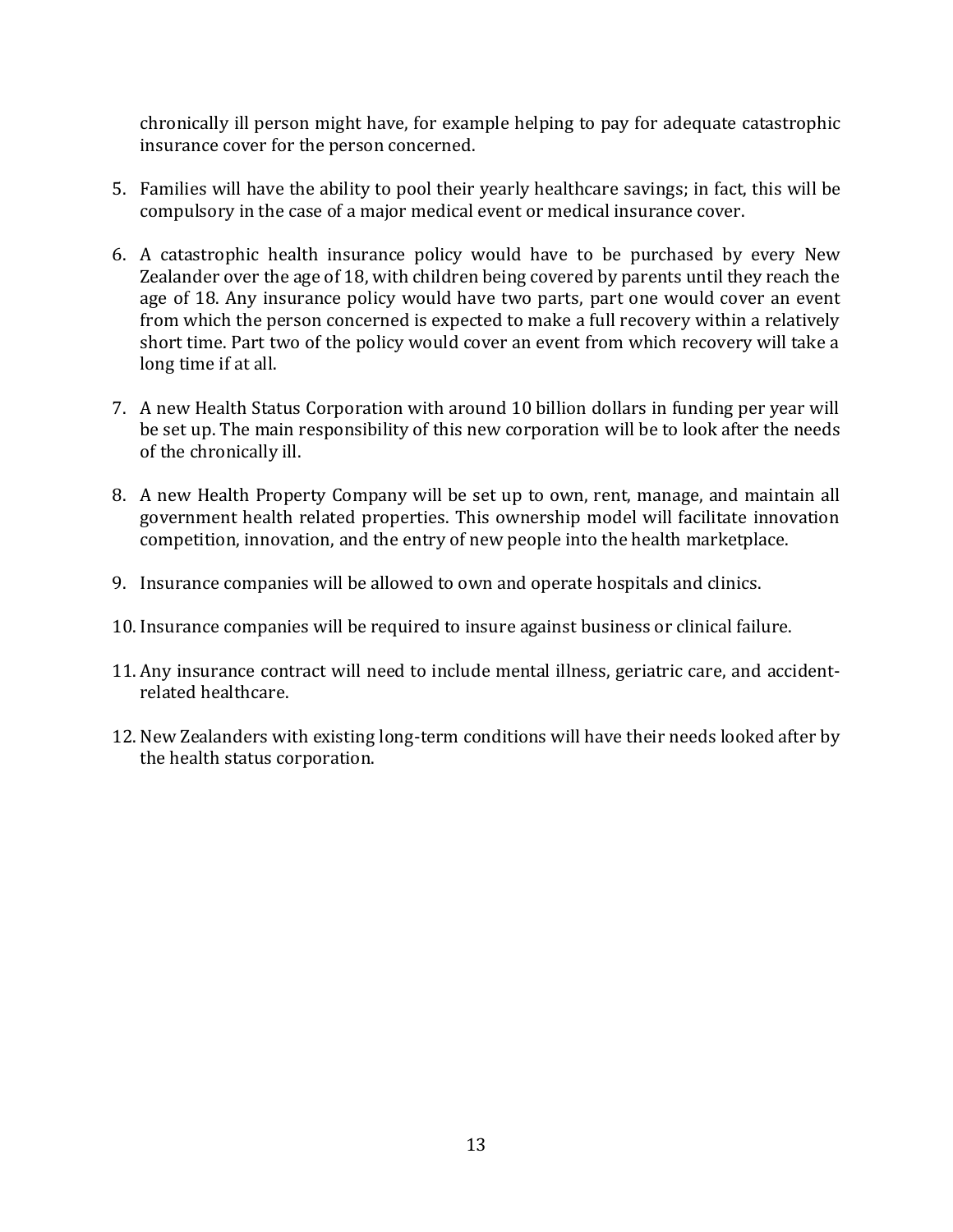chronically ill person might have, for example helping to pay for adequate catastrophic insurance cover for the person concerned.

5. Families will have the ability to pool their yearly healthcare savings; in fact, this will be compulsory in the case of a major medical event or medical insurance cover.

6. A catastrophic health insurance policy would have to be purchased by every New Zealander over the age of 18, with children being covered by parents until they reach the age of 18. Any insurance policy would have two parts, part one would cover an event from which the person concerned is expected to make a full recovery within a relatively short time. Part two of the policy would cover an event from which recovery will take a long time if at all.

7. A new Health Status Corporation with around 10 billion dollars in funding per year will be set up. The main responsibility of this new corporation will be to look after the needs of the chronically ill.

8. A new Health Property Company will be set up to own, rent, manage, and maintain all government health related properties. This ownership model will facilitate innovation competition, innovation, and the entry of new people into the health marketplace.

9. Insurance companies will be allowed to own and operate hospitals and clinics.

10. Insurance companies will be required to insure against business or clinical failure.

11. Any insurance contract will need to include mental illness, geriatric care, and accident-related healthcare.

12. New Zealanders with existing long-term conditions will have their needs looked after by the health status corporation.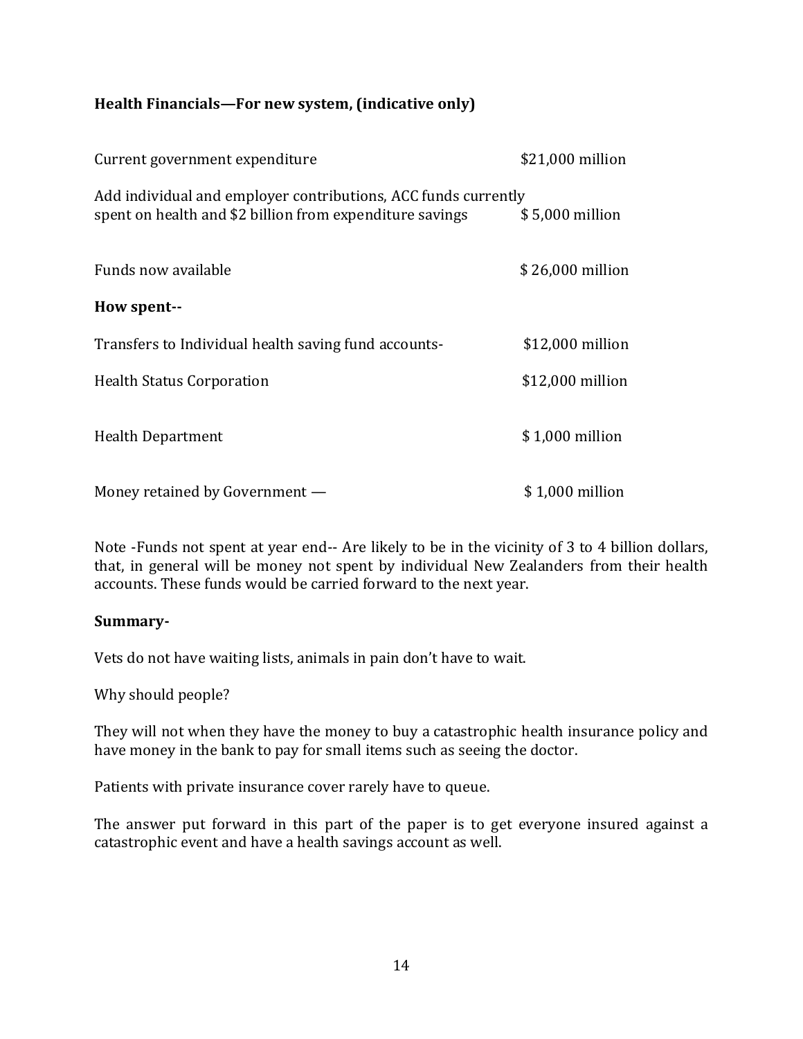**Health Financials—For new system, (indicative only)**

| | |
|---|---|
| Current government expenditure | $21,000 million |
| Add individual and employer contributions, ACC funds currently spent on health and $2 billion from expenditure savings | $ 5,000 million |
| Funds now available | $ 26,000 million |
| **How spent--** | |
| Transfers to Individual health saving fund accounts- | $12,000 million |
| Health Status Corporation | $12,000 million |
| Health Department | $ 1,000 million |
| Money retained by Government — | $ 1,000 million |

Note -Funds not spent at year end-- Are likely to be in the vicinity of 3 to 4 billion dollars, that, in general will be money not spent by individual New Zealanders from their health accounts. These funds would be carried forward to the next year.

**Summary-**

Vets do not have waiting lists, animals in pain don't have to wait.

Why should people?

They will not when they have the money to buy a catastrophic health insurance policy and have money in the bank to pay for small items such as seeing the doctor.

Patients with private insurance cover rarely have to queue.

The answer put forward in this part of the paper is to get everyone insured against a catastrophic event and have a health savings account as well.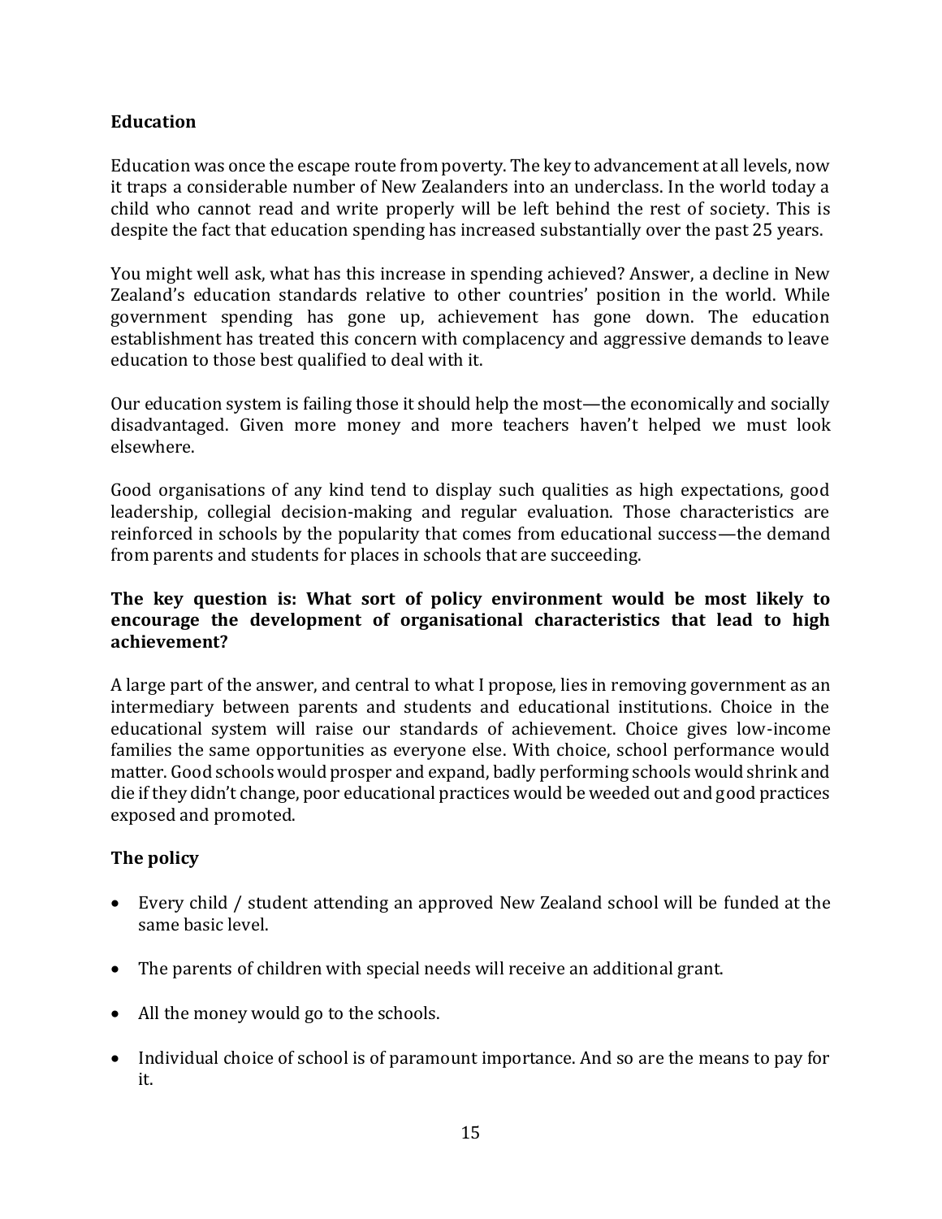## Education

Education was once the escape route from poverty. The key to advancement at all levels, now it traps a considerable number of New Zealanders into an underclass. In the world today a child who cannot read and write properly will be left behind the rest of society. This is despite the fact that education spending has increased substantially over the past 25 years.

You might well ask, what has this increase in spending achieved? Answer, a decline in New Zealand's education standards relative to other countries' position in the world. While government spending has gone up, achievement has gone down. The education establishment has treated this concern with complacency and aggressive demands to leave education to those best qualified to deal with it.

Our education system is failing those it should help the most—the economically and socially disadvantaged. Given more money and more teachers haven't helped we must look elsewhere.

Good organisations of any kind tend to display such qualities as high expectations, good leadership, collegial decision-making and regular evaluation. Those characteristics are reinforced in schools by the popularity that comes from educational success—the demand from parents and students for places in schools that are succeeding.

**The key question is: What sort of policy environment would be most likely to encourage the development of organisational characteristics that lead to high achievement?**

A large part of the answer, and central to what I propose, lies in removing government as an intermediary between parents and students and educational institutions. Choice in the educational system will raise our standards of achievement. Choice gives low-income families the same opportunities as everyone else. With choice, school performance would matter. Good schools would prosper and expand, badly performing schools would shrink and die if they didn't change, poor educational practices would be weeded out and good practices exposed and promoted.

### The policy

- Every child / student attending an approved New Zealand school will be funded at the same basic level.
- The parents of children with special needs will receive an additional grant.
- All the money would go to the schools.
- Individual choice of school is of paramount importance. And so are the means to pay for it.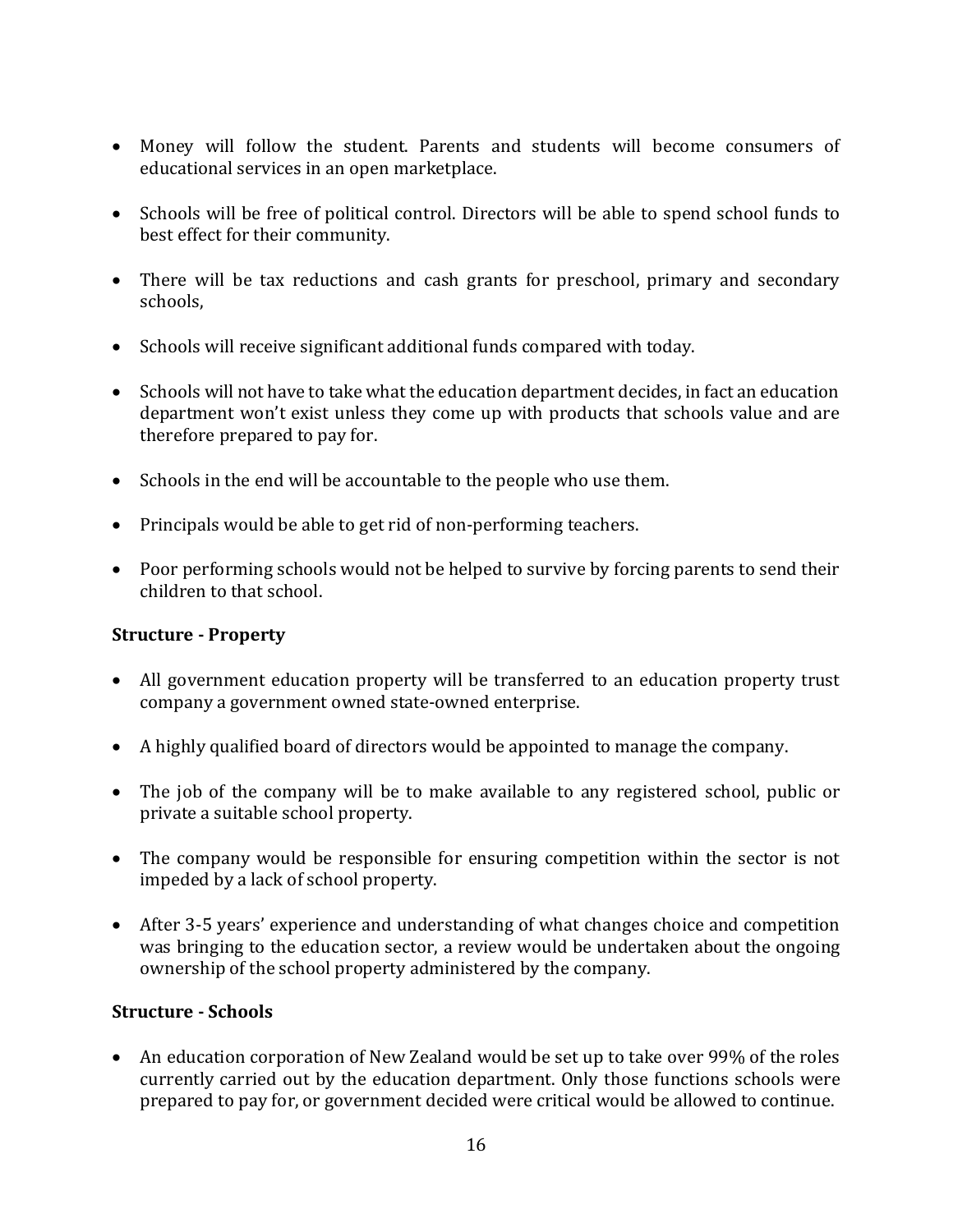- Money will follow the student. Parents and students will become consumers of educational services in an open marketplace.

- Schools will be free of political control. Directors will be able to spend school funds to best effect for their community.

- There will be tax reductions and cash grants for preschool, primary and secondary schools,

- Schools will receive significant additional funds compared with today.

- Schools will not have to take what the education department decides, in fact an education department won't exist unless they come up with products that schools value and are therefore prepared to pay for.

- Schools in the end will be accountable to the people who use them.

- Principals would be able to get rid of non-performing teachers.

- Poor performing schools would not be helped to survive by forcing parents to send their children to that school.

**Structure - Property**

- All government education property will be transferred to an education property trust company a government owned state-owned enterprise.

- A highly qualified board of directors would be appointed to manage the company.

- The job of the company will be to make available to any registered school, public or private a suitable school property.

- The company would be responsible for ensuring competition within the sector is not impeded by a lack of school property.

- After 3-5 years' experience and understanding of what changes choice and competition was bringing to the education sector, a review would be undertaken about the ongoing ownership of the school property administered by the company.

**Structure - Schools**

- An education corporation of New Zealand would be set up to take over 99% of the roles currently carried out by the education department. Only those functions schools were prepared to pay for, or government decided were critical would be allowed to continue.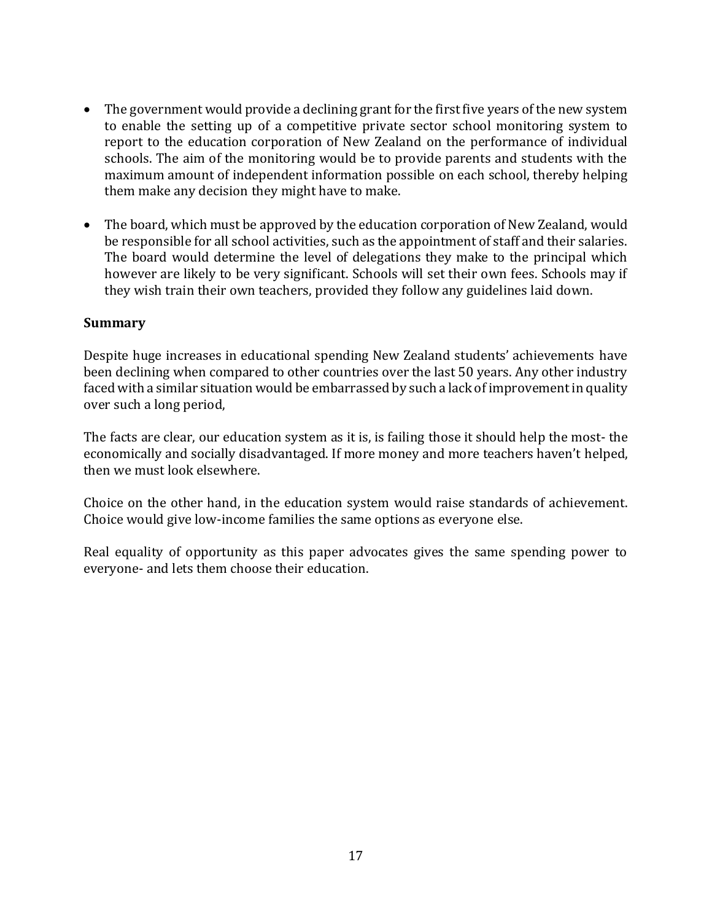- The government would provide a declining grant for the first five years of the new system to enable the setting up of a competitive private sector school monitoring system to report to the education corporation of New Zealand on the performance of individual schools. The aim of the monitoring would be to provide parents and students with the maximum amount of independent information possible on each school, thereby helping them make any decision they might have to make.

- The board, which must be approved by the education corporation of New Zealand, would be responsible for all school activities, such as the appointment of staff and their salaries. The board would determine the level of delegations they make to the principal which however are likely to be very significant. Schools will set their own fees. Schools may if they wish train their own teachers, provided they follow any guidelines laid down.

**Summary**

Despite huge increases in educational spending New Zealand students' achievements have been declining when compared to other countries over the last 50 years. Any other industry faced with a similar situation would be embarrassed by such a lack of improvement in quality over such a long period,

The facts are clear, our education system as it is, is failing those it should help the most- the economically and socially disadvantaged. If more money and more teachers haven't helped, then we must look elsewhere.

Choice on the other hand, in the education system would raise standards of achievement. Choice would give low-income families the same options as everyone else.

Real equality of opportunity as this paper advocates gives the same spending power to everyone- and lets them choose their education.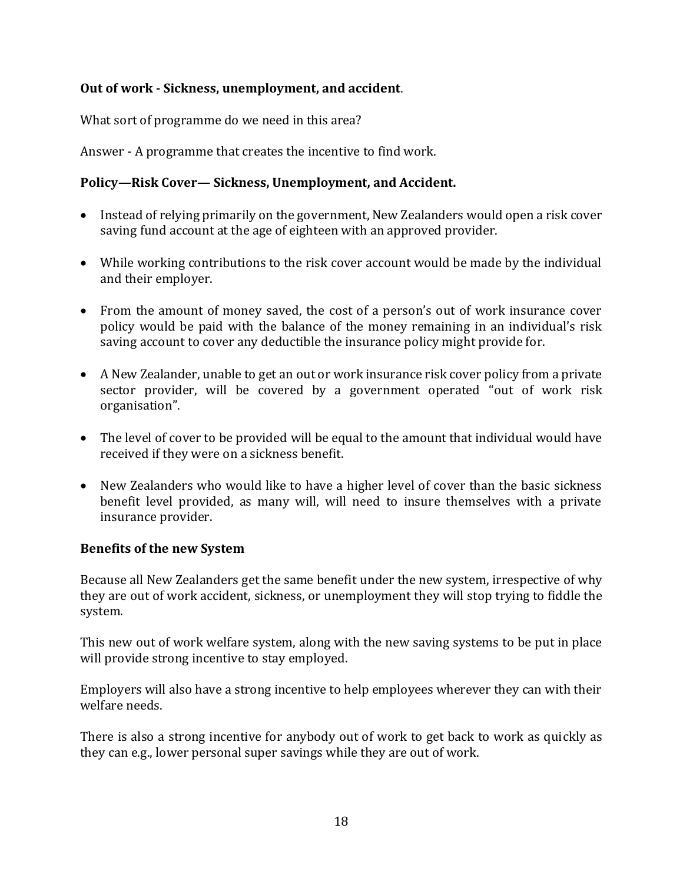**Out of work - Sickness, unemployment, and accident**.

What sort of programme do we need in this area?

Answer - A programme that creates the incentive to find work.

**Policy—Risk Cover— Sickness, Unemployment, and Accident.**

- Instead of relying primarily on the government, New Zealanders would open a risk cover saving fund account at the age of eighteen with an approved provider.

- While working contributions to the risk cover account would be made by the individual and their employer.

- From the amount of money saved, the cost of a person's out of work insurance cover policy would be paid with the balance of the money remaining in an individual's risk saving account to cover any deductible the insurance policy might provide for.

- A New Zealander, unable to get an out or work insurance risk cover policy from a private sector provider, will be covered by a government operated "out of work risk organisation".

- The level of cover to be provided will be equal to the amount that individual would have received if they were on a sickness benefit.

- New Zealanders who would like to have a higher level of cover than the basic sickness benefit level provided, as many will, will need to insure themselves with a private insurance provider.

**Benefits of the new System**

Because all New Zealanders get the same benefit under the new system, irrespective of why they are out of work accident, sickness, or unemployment they will stop trying to fiddle the system.

This new out of work welfare system, along with the new saving systems to be put in place will provide strong incentive to stay employed.

Employers will also have a strong incentive to help employees wherever they can with their welfare needs.

There is also a strong incentive for anybody out of work to get back to work as quickly as they can e.g., lower personal super savings while they are out of work.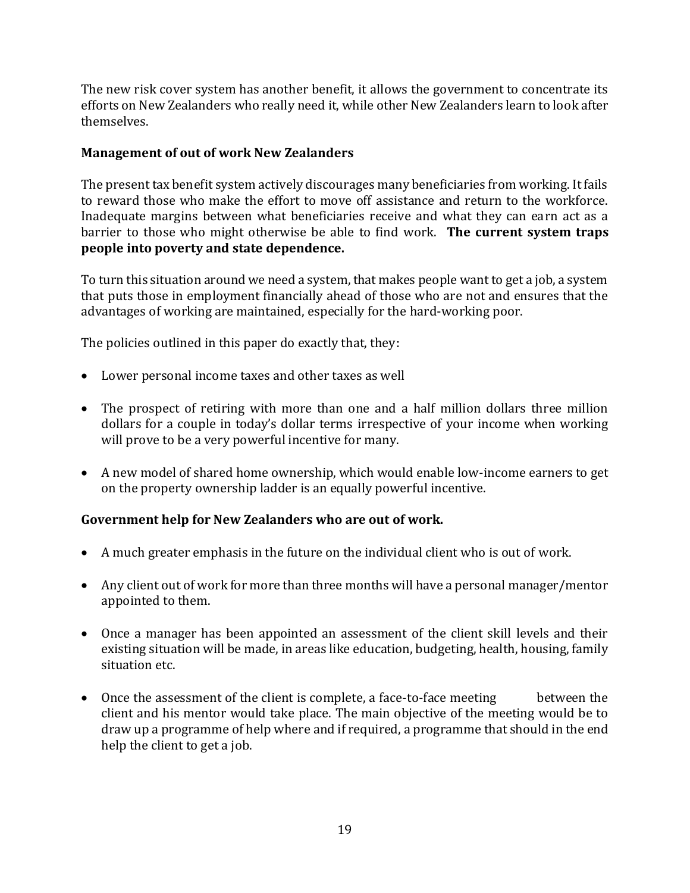The new risk cover system has another benefit, it allows the government to concentrate its efforts on New Zealanders who really need it, while other New Zealanders learn to look after themselves.

**Management of out of work New Zealanders**

The present tax benefit system actively discourages many beneficiaries from working. It fails to reward those who make the effort to move off assistance and return to the workforce. Inadequate margins between what beneficiaries receive and what they can earn act as a barrier to those who might otherwise be able to find work. **The current system traps people into poverty and state dependence.**

To turn this situation around we need a system, that makes people want to get a job, a system that puts those in employment financially ahead of those who are not and ensures that the advantages of working are maintained, especially for the hard-working poor.

The policies outlined in this paper do exactly that, they:

- Lower personal income taxes and other taxes as well
- The prospect of retiring with more than one and a half million dollars three million dollars for a couple in today's dollar terms irrespective of your income when working will prove to be a very powerful incentive for many.
- A new model of shared home ownership, which would enable low-income earners to get on the property ownership ladder is an equally powerful incentive.

**Government help for New Zealanders who are out of work.**

- A much greater emphasis in the future on the individual client who is out of work.
- Any client out of work for more than three months will have a personal manager/mentor appointed to them.
- Once a manager has been appointed an assessment of the client skill levels and their existing situation will be made, in areas like education, budgeting, health, housing, family situation etc.
- Once the assessment of the client is complete, a face-to-face meeting between the client and his mentor would take place. The main objective of the meeting would be to draw up a programme of help where and if required, a programme that should in the end help the client to get a job.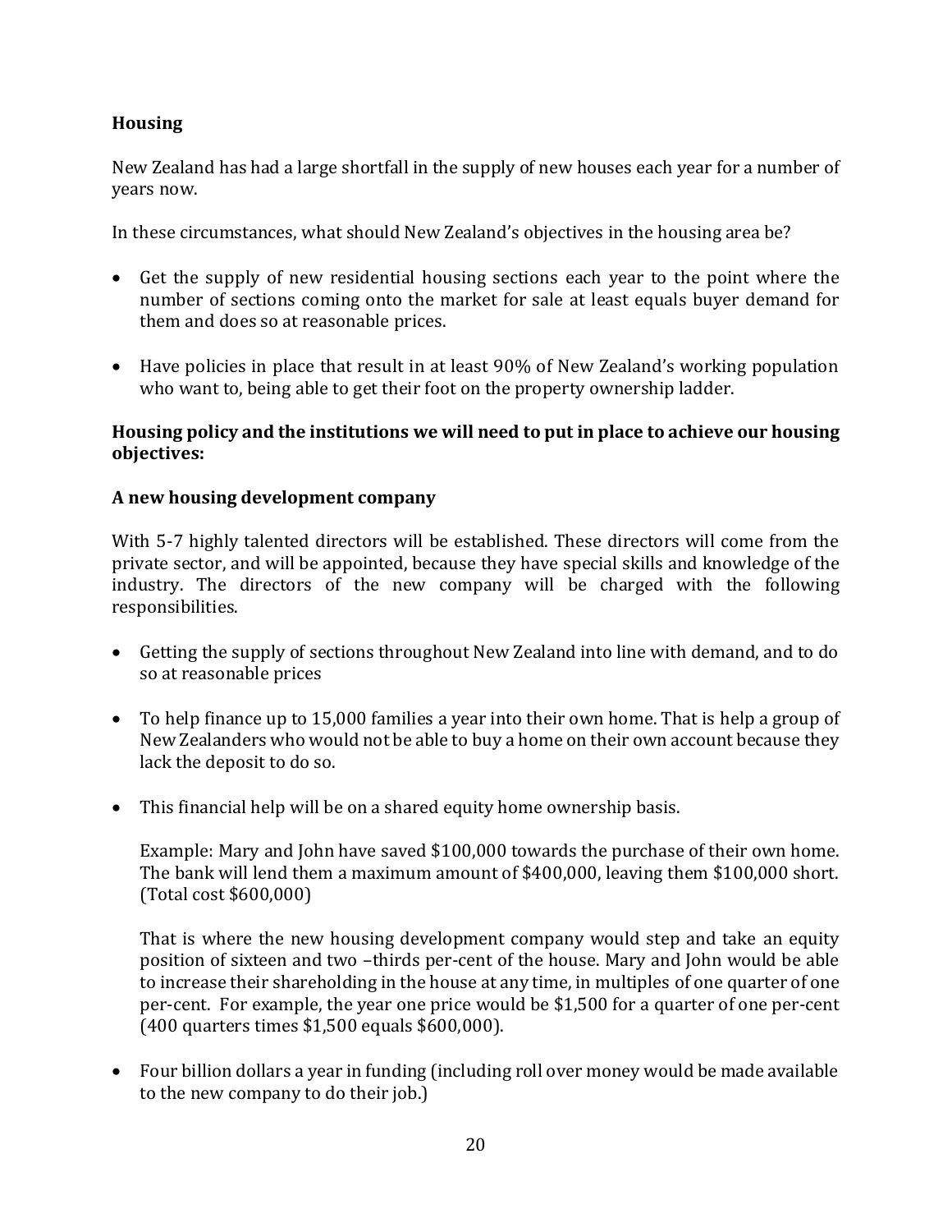**Housing**

New Zealand has had a large shortfall in the supply of new houses each year for a number of years now.

In these circumstances, what should New Zealand's objectives in the housing area be?

- Get the supply of new residential housing sections each year to the point where the number of sections coming onto the market for sale at least equals buyer demand for them and does so at reasonable prices.

- Have policies in place that result in at least 90% of New Zealand's working population who want to, being able to get their foot on the property ownership ladder.

**Housing policy and the institutions we will need to put in place to achieve our housing objectives:**

**A new housing development company**

With 5-7 highly talented directors will be established. These directors will come from the private sector, and will be appointed, because they have special skills and knowledge of the industry. The directors of the new company will be charged with the following responsibilities.

- Getting the supply of sections throughout New Zealand into line with demand, and to do so at reasonable prices

- To help finance up to 15,000 families a year into their own home. That is help a group of New Zealanders who would not be able to buy a home on their own account because they lack the deposit to do so.

- This financial help will be on a shared equity home ownership basis.

  Example: Mary and John have saved $100,000 towards the purchase of their own home. The bank will lend them a maximum amount of $400,000, leaving them $100,000 short. (Total cost $600,000)

  That is where the new housing development company would step and take an equity position of sixteen and two –thirds per-cent of the house. Mary and John would be able to increase their shareholding in the house at any time, in multiples of one quarter of one per-cent. For example, the year one price would be $1,500 for a quarter of one per-cent (400 quarters times $1,500 equals $600,000).

- Four billion dollars a year in funding (including roll over money would be made available to the new company to do their job.)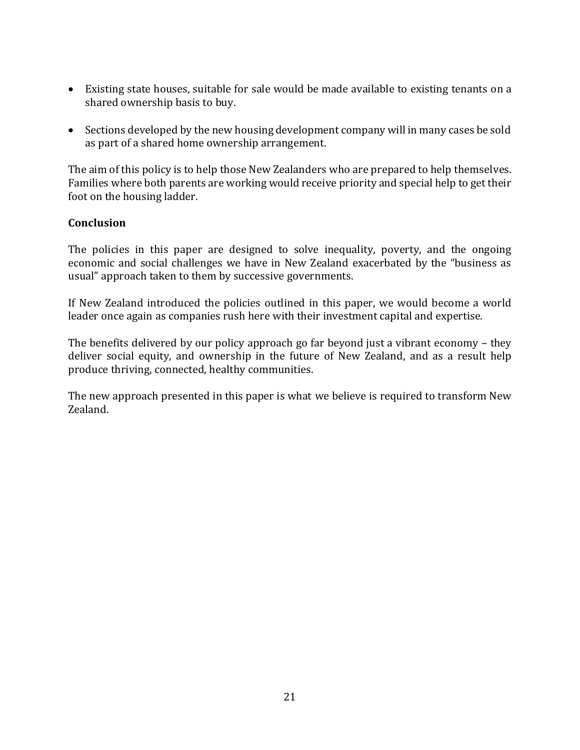- Existing state houses, suitable for sale would be made available to existing tenants on a shared ownership basis to buy.

- Sections developed by the new housing development company will in many cases be sold as part of a shared home ownership arrangement.

The aim of this policy is to help those New Zealanders who are prepared to help themselves. Families where both parents are working would receive priority and special help to get their foot on the housing ladder.

**Conclusion**

The policies in this paper are designed to solve inequality, poverty, and the ongoing economic and social challenges we have in New Zealand exacerbated by the "business as usual" approach taken to them by successive governments.

If New Zealand introduced the policies outlined in this paper, we would become a world leader once again as companies rush here with their investment capital and expertise.

The benefits delivered by our policy approach go far beyond just a vibrant economy – they deliver social equity, and ownership in the future of New Zealand, and as a result help produce thriving, connected, healthy communities.

The new approach presented in this paper is what we believe is required to transform New Zealand.